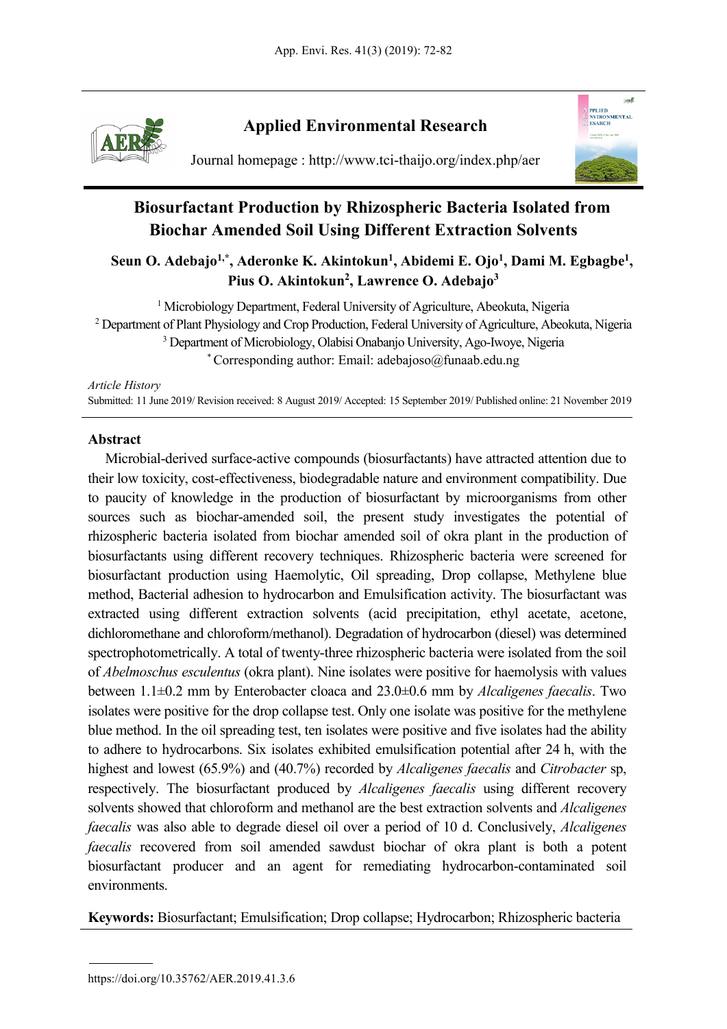**Applied Environmental Research**

Journal homepage : http://www.tci-thaijo.org/index.php/aer

# Biosurfactant Production by Rhizospheric Bacteria Isolated from Biochar Amended Soil Using Different Extraction Solvents

**Seun O. Adebajo[1,*], Aderonke K. Akintokun[1], Abidemi E. Ojo[1], Dami M. Egbagbe[1], Pius O. Akintokun[2], Lawrence O. Adebajo[3]**

[1] Microbiology Department, Federal University of Agriculture, Abeokuta, Nigeria
[2] Department of Plant Physiology and Crop Production, Federal University of Agriculture, Abeokuta, Nigeria
[3] Department of Microbiology, Olabisi Onabanjo University, Ago-Iwoye, Nigeria
[*] Corresponding author: Email: adebajoso@funaab.edu.ng

*Article History*
Submitted: 11 June 2019/ Revision received: 8 August 2019/ Accepted: 15 September 2019/ Published online: 21 November 2019

## Abstract

Microbial-derived surface-active compounds (biosurfactants) have attracted attention due to their low toxicity, cost-effectiveness, biodegradable nature and environment compatibility. Due to paucity of knowledge in the production of biosurfactant by microorganisms from other sources such as biochar-amended soil, the present study investigates the potential of rhizospheric bacteria isolated from biochar amended soil of okra plant in the production of biosurfactants using different recovery techniques. Rhizospheric bacteria were screened for biosurfactant production using Haemolytic, Oil spreading, Drop collapse, Methylene blue method, Bacterial adhesion to hydrocarbon and Emulsification activity. The biosurfactant was extracted using different extraction solvents (acid precipitation, ethyl acetate, acetone, dichloromethane and chloroform/methanol). Degradation of hydrocarbon (diesel) was determined spectrophotometrically. A total of twenty-three rhizospheric bacteria were isolated from the soil of *Abelmoschus esculentus* (okra plant). Nine isolates were positive for haemolysis with values between 1.1±0.2 mm by Enterobacter cloaca and 23.0±0.6 mm by *Alcaligenes faecalis*. Two isolates were positive for the drop collapse test. Only one isolate was positive for the methylene blue method. In the oil spreading test, ten isolates were positive and five isolates had the ability to adhere to hydrocarbons. Six isolates exhibited emulsification potential after 24 h, with the highest and lowest (65.9%) and (40.7%) recorded by *Alcaligenes faecalis* and *Citrobacter* sp, respectively. The biosurfactant produced by *Alcaligenes faecalis* using different recovery solvents showed that chloroform and methanol are the best extraction solvents and *Alcaligenes faecalis* was also able to degrade diesel oil over a period of 10 d. Conclusively, *Alcaligenes faecalis* recovered from soil amended sawdust biochar of okra plant is both a potent biosurfactant producer and an agent for remediating hydrocarbon-contaminated soil environments.

**Keywords:** Biosurfactant; Emulsification; Drop collapse; Hydrocarbon; Rhizospheric bacteria

https://doi.org/10.35762/AER.2019.41.3.6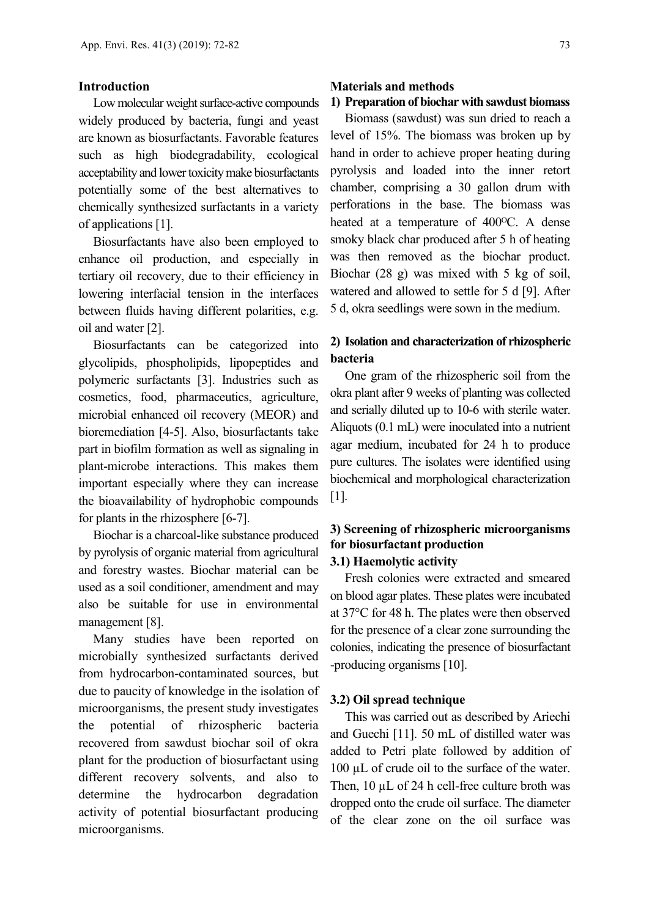## Introduction

Low molecular weight surface-active compounds widely produced by bacteria, fungi and yeast are known as biosurfactants. Favorable features such as high biodegradability, ecological acceptability and lower toxicity make biosurfactants potentially some of the best alternatives to chemically synthesized surfactants in a variety of applications [1].

Biosurfactants have also been employed to enhance oil production, and especially in tertiary oil recovery, due to their efficiency in lowering interfacial tension in the interfaces between fluids having different polarities, e.g. oil and water [2].

Biosurfactants can be categorized into glycolipids, phospholipids, lipopeptides and polymeric surfactants [3]. Industries such as cosmetics, food, pharmaceutics, agriculture, microbial enhanced oil recovery (MEOR) and bioremediation [4-5]. Also, biosurfactants take part in biofilm formation as well as signaling in plant-microbe interactions. This makes them important especially where they can increase the bioavailability of hydrophobic compounds for plants in the rhizosphere [6-7].

Biochar is a charcoal-like substance produced by pyrolysis of organic material from agricultural and forestry wastes. Biochar material can be used as a soil conditioner, amendment and may also be suitable for use in environmental management [8].

Many studies have been reported on microbially synthesized surfactants derived from hydrocarbon-contaminated sources, but due to paucity of knowledge in the isolation of microorganisms, the present study investigates the potential of rhizospheric bacteria recovered from sawdust biochar soil of okra plant for the production of biosurfactant using different recovery solvents, and also to determine the hydrocarbon degradation activity of potential biosurfactant producing microorganisms.

## Materials and methods

### 1) Preparation of biochar with sawdust biomass

Biomass (sawdust) was sun dried to reach a level of 15%. The biomass was broken up by hand in order to achieve proper heating during pyrolysis and loaded into the inner retort chamber, comprising a 30 gallon drum with perforations in the base. The biomass was heated at a temperature of 400°C. A dense smoky black char produced after 5 h of heating was then removed as the biochar product. Biochar (28 g) was mixed with 5 kg of soil, watered and allowed to settle for 5 d [9]. After 5 d, okra seedlings were sown in the medium.

### 2) Isolation and characterization of rhizospheric bacteria

One gram of the rhizospheric soil from the okra plant after 9 weeks of planting was collected and serially diluted up to 10-6 with sterile water. Aliquots (0.1 mL) were inoculated into a nutrient agar medium, incubated for 24 h to produce pure cultures. The isolates were identified using biochemical and morphological characterization [1].

### 3) Screening of rhizospheric microorganisms for biosurfactant production

#### 3.1) Haemolytic activity

Fresh colonies were extracted and smeared on blood agar plates. These plates were incubated at 37°C for 48 h. The plates were then observed for the presence of a clear zone surrounding the colonies, indicating the presence of biosurfactant -producing organisms [10].

#### 3.2) Oil spread technique

This was carried out as described by Ariechi and Guechi [11]. 50 mL of distilled water was added to Petri plate followed by addition of 100 µL of crude oil to the surface of the water. Then, 10 µL of 24 h cell-free culture broth was dropped onto the crude oil surface. The diameter of the clear zone on the oil surface was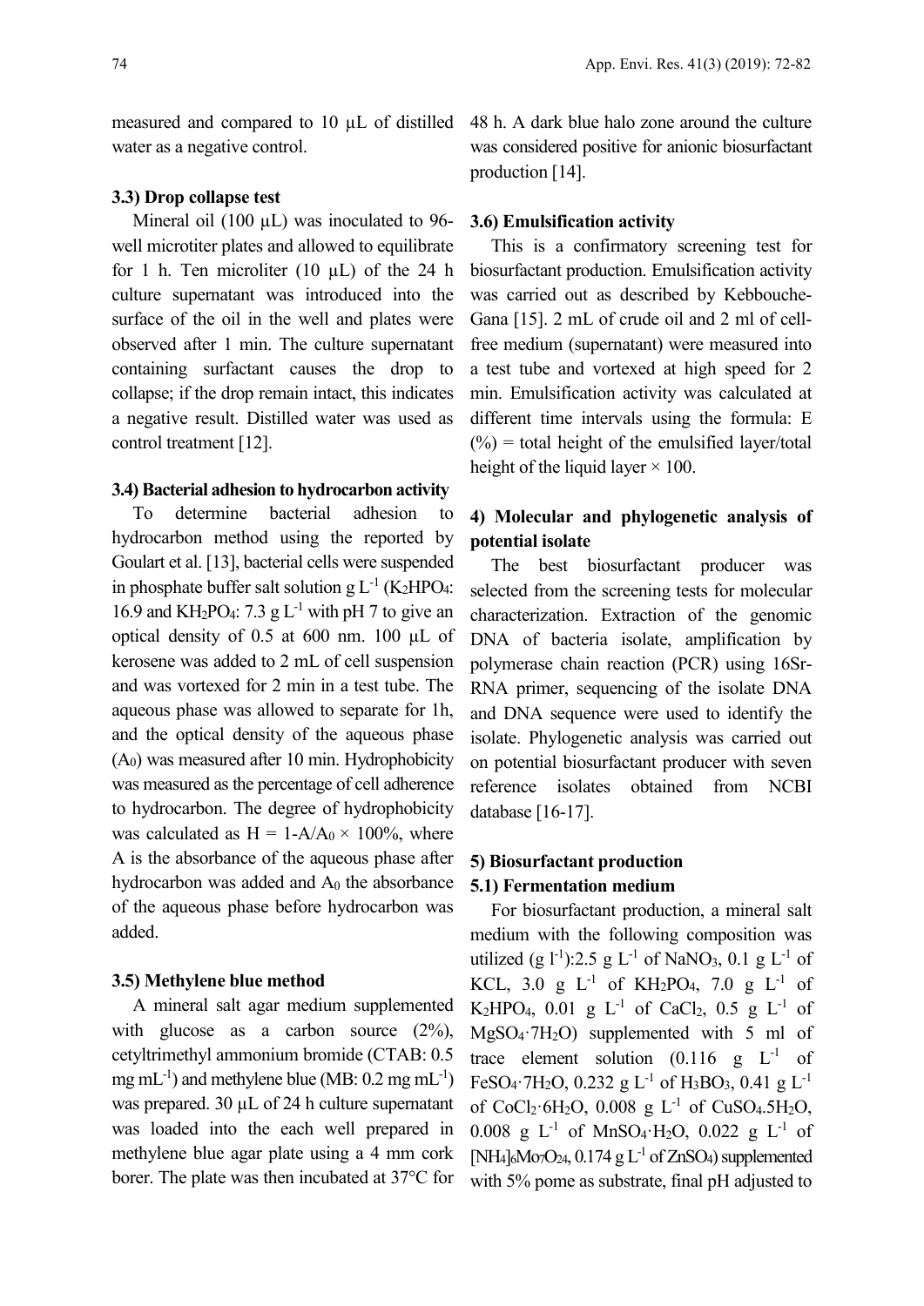measured and compared to 10 μL of distilled water as a negative control.

### 3.3) Drop collapse test

Mineral oil (100 μL) was inoculated to 96-well microtiter plates and allowed to equilibrate for 1 h. Ten microliter (10 μL) of the 24 h culture supernatant was introduced into the surface of the oil in the well and plates were observed after 1 min. The culture supernatant containing surfactant causes the drop to collapse; if the drop remain intact, this indicates a negative result. Distilled water was used as control treatment [12].

### 3.4) Bacterial adhesion to hydrocarbon activity

To determine bacterial adhesion to hydrocarbon method using the reported by Goulart et al. [13], bacterial cells were suspended in phosphate buffer salt solution g $L^{-1}$ ($K_2HPO_4$: 16.9 and $KH_2PO_4$: 7.3 g $L^{-1}$ with pH 7 to give an optical density of 0.5 at 600 nm. 100 μL of kerosene was added to 2 mL of cell suspension and was vortexed for 2 min in a test tube. The aqueous phase was allowed to separate for 1h, and the optical density of the aqueous phase ($A_0$) was measured after 10 min. Hydrophobicity was measured as the percentage of cell adherence to hydrocarbon. The degree of hydrophobicity was calculated as $H = 1\text{-}A/A_0 \times 100\%$, where A is the absorbance of the aqueous phase after hydrocarbon was added and $A_0$ the absorbance of the aqueous phase before hydrocarbon was added.

### 3.5) Methylene blue method

A mineral salt agar medium supplemented with glucose as a carbon source (2%), cetyltrimethyl ammonium bromide (CTAB: 0.5 mg $mL^{-1}$) and methylene blue (MB: 0.2 mg $mL^{-1}$) was prepared. 30 μL of 24 h culture supernatant was loaded into the each well prepared in methylene blue agar plate using a 4 mm cork borer. The plate was then incubated at 37°C for 48 h. A dark blue halo zone around the culture was considered positive for anionic biosurfactant production [14].

### 3.6) Emulsification activity

This is a confirmatory screening test for biosurfactant production. Emulsification activity was carried out as described by Kebbouche-Gana [15]. 2 mL of crude oil and 2 ml of cell-free medium (supernatant) were measured into a test tube and vortexed at high speed for 2 min. Emulsification activity was calculated at different time intervals using the formula: E (%) = total height of the emulsified layer/total height of the liquid layer × 100.

## 4) Molecular and phylogenetic analysis of potential isolate

The best biosurfactant producer was selected from the screening tests for molecular characterization. Extraction of the genomic DNA of bacteria isolate, amplification by polymerase chain reaction (PCR) using 16Sr-RNA primer, sequencing of the isolate DNA and DNA sequence were used to identify the isolate. Phylogenetic analysis was carried out on potential biosurfactant producer with seven reference isolates obtained from NCBI database [16-17].

## 5) Biosurfactant production

### 5.1) Fermentation medium

For biosurfactant production, a mineral salt medium with the following composition was utilized (g $l^{-1}$):2.5 g $L^{-1}$ of $NaNO_3$, 0.1 g $L^{-1}$ of KCL, 3.0 g $L^{-1}$ of $KH_2PO_4$, 7.0 g $L^{-1}$ of $K_2HPO_4$, 0.01 g $L^{-1}$ of $CaCl_2$, 0.5 g $L^{-1}$ of $MgSO_4{\cdot}7H_2O$) supplemented with 5 ml of trace element solution (0.116 g $L^{-1}$ of $FeSO_4{\cdot}7H_2O$, 0.232 g $L^{-1}$ of $H_3BO_3$, 0.41 g $L^{-1}$ of $CoCl_2{\cdot}6H_2O$, 0.008 g $L^{-1}$ of $CuSO_4.5H_2O$, 0.008 g $L^{-1}$ of $MnSO_4{\cdot}H_2O$, 0.022 g $L^{-1}$ of $[NH_4]_6Mo_7O_{24}$, 0.174 g $L^{-1}$ of $ZnSO_4$) supplemented with 5% pome as substrate, final pH adjusted to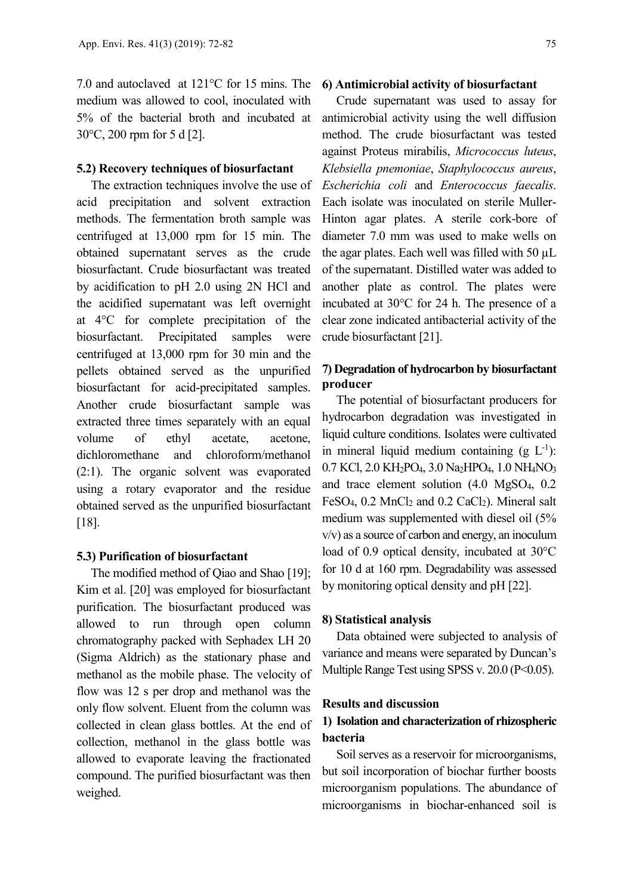7.0 and autoclaved at 121°C for 15 mins. The medium was allowed to cool, inoculated with 5% of the bacterial broth and incubated at 30°C, 200 rpm for 5 d [2].

#### 5.2) Recovery techniques of biosurfactant

The extraction techniques involve the use of acid precipitation and solvent extraction methods. The fermentation broth sample was centrifuged at 13,000 rpm for 15 min. The obtained supernatant serves as the crude biosurfactant. Crude biosurfactant was treated by acidification to pH 2.0 using 2N HCl and the acidified supernatant was left overnight at 4°C for complete precipitation of the biosurfactant. Precipitated samples were centrifuged at 13,000 rpm for 30 min and the pellets obtained served as the unpurified biosurfactant for acid-precipitated samples. Another crude biosurfactant sample was extracted three times separately with an equal volume of ethyl acetate, acetone, dichloromethane and chloroform/methanol (2:1). The organic solvent was evaporated using a rotary evaporator and the residue obtained served as the unpurified biosurfactant [18].

#### 5.3) Purification of biosurfactant

The modified method of Qiao and Shao [19]; Kim et al. [20] was employed for biosurfactant purification. The biosurfactant produced was allowed to run through open column chromatography packed with Sephadex LH 20 (Sigma Aldrich) as the stationary phase and methanol as the mobile phase. The velocity of flow was 12 s per drop and methanol was the only flow solvent. Eluent from the column was collected in clean glass bottles. At the end of collection, methanol in the glass bottle was allowed to evaporate leaving the fractionated compound. The purified biosurfactant was then weighed.

#### 6) Antimicrobial activity of biosurfactant

Crude supernatant was used to assay for antimicrobial activity using the well diffusion method. The crude biosurfactant was tested against Proteus mirabilis, *Micrococcus luteus*, *Klebsiella pnemoniae*, *Staphylococcus aureus*, *Escherichia coli* and *Enterococcus faecalis*. Each isolate was inoculated on sterile Muller-Hinton agar plates. A sterile cork-bore of diameter 7.0 mm was used to make wells on the agar plates. Each well was filled with 50 µL of the supernatant. Distilled water was added to another plate as control. The plates were incubated at 30°C for 24 h. The presence of a clear zone indicated antibacterial activity of the crude biosurfactant [21].

#### 7) Degradation of hydrocarbon by biosurfactant producer

The potential of biosurfactant producers for hydrocarbon degradation was investigated in liquid culture conditions. Isolates were cultivated in mineral liquid medium containing (g $L^{-1}$): 0.7 KCl, 2.0 $KH_2PO_4$, 3.0 $Na_2HPO_4$, 1.0 $NH_4NO_3$ and trace element solution (4.0 $MgSO_4$, 0.2 $FeSO_4$, 0.2 $MnCl_2$ and 0.2 $CaCl_2$). Mineral salt medium was supplemented with diesel oil (5% v/v) as a source of carbon and energy, an inoculum load of 0.9 optical density, incubated at 30°C for 10 d at 160 rpm. Degradability was assessed by monitoring optical density and pH [22].

#### 8) Statistical analysis

Data obtained were subjected to analysis of variance and means were separated by Duncan's Multiple Range Test using SPSS v. 20.0 ($P<0.05$).

### Results and discussion

#### 1) Isolation and characterization of rhizospheric bacteria

Soil serves as a reservoir for microorganisms, but soil incorporation of biochar further boosts microorganism populations. The abundance of microorganisms in biochar-enhanced soil is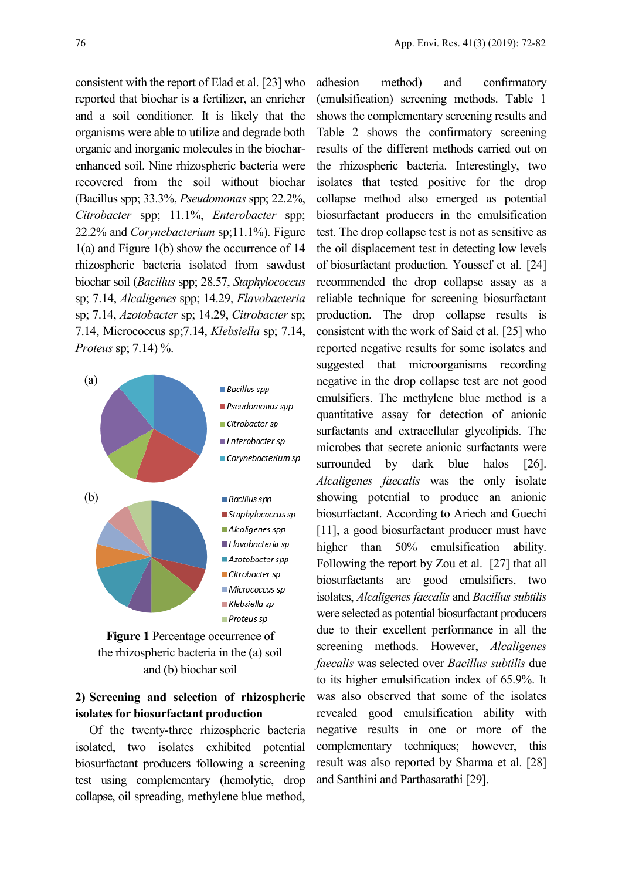consistent with the report of Elad et al. [23] who reported that biochar is a fertilizer, an enricher and a soil conditioner. It is likely that the organisms were able to utilize and degrade both organic and inorganic molecules in the biochar-enhanced soil. Nine rhizospheric bacteria were recovered from the soil without biochar (Bacillus spp; 33.3%, *Pseudomonas* spp; 22.2%, *Citrobacter* spp; 11.1%, *Enterobacter* spp; 22.2% and *Corynebacterium* sp;11.1%). Figure 1(a) and Figure 1(b) show the occurrence of 14 rhizospheric bacteria isolated from sawdust biochar soil (*Bacillus* spp; 28.57, *Staphylococcus* sp; 7.14, *Alcaligenes* spp; 14.29, *Flavobacteria* sp; 7.14, *Azotobacter* sp; 14.29, *Citrobacter* sp; 7.14, Micrococcus sp;7.14, *Klebsiella* sp; 7.14, *Proteus* sp; 7.14) %.

**Figure 1** Percentage occurrence of the rhizospheric bacteria in the (a) soil and (b) biochar soil

**2) Screening and selection of rhizospheric isolates for biosurfactant production**

Of the twenty-three rhizospheric bacteria isolated, two isolates exhibited potential biosurfactant producers following a screening test using complementary (hemolytic, drop collapse, oil spreading, methylene blue method, adhesion method) and confirmatory (emulsification) screening methods. Table 1 shows the complementary screening results and Table 2 shows the confirmatory screening results of the different methods carried out on the rhizospheric bacteria. Interestingly, two isolates that tested positive for the drop collapse method also emerged as potential biosurfactant producers in the emulsification test. The drop collapse test is not as sensitive as the oil displacement test in detecting low levels of biosurfactant production. Youssef et al. [24] recommended the drop collapse assay as a reliable technique for screening biosurfactant production. The drop collapse results is consistent with the work of Said et al. [25] who reported negative results for some isolates and suggested that microorganisms recording negative in the drop collapse test are not good emulsifiers. The methylene blue method is a quantitative assay for detection of anionic surfactants and extracellular glycolipids. The microbes that secrete anionic surfactants were surrounded by dark blue halos [26]. *Alcaligenes faecalis* was the only isolate showing potential to produce an anionic biosurfactant. According to Ariech and Guechi [11], a good biosurfactant producer must have higher than 50% emulsification ability. Following the report by Zou et al. [27] that all biosurfactants are good emulsifiers, two isolates, *Alcaligenes faecalis* and *Bacillus subtilis* were selected as potential biosurfactant producers due to their excellent performance in all the screening methods. However, *Alcaligenes faecalis* was selected over *Bacillus subtilis* due to its higher emulsification index of 65.9%. It was also observed that some of the isolates revealed good emulsification ability with negative results in one or more of the complementary techniques; however, this result was also reported by Sharma et al. [28] and Santhini and Parthasarathi [29].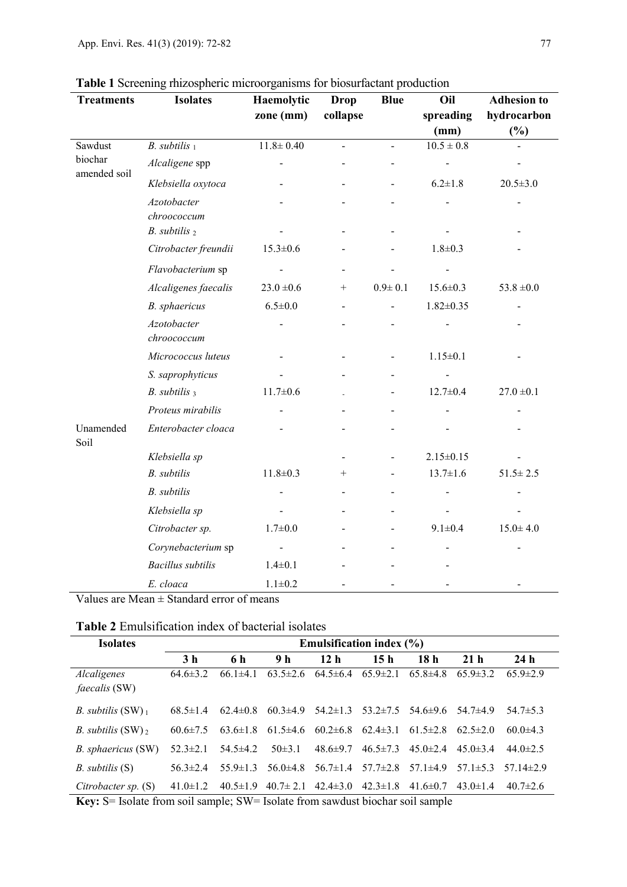**Table 1** Screening rhizospheric microorganisms for biosurfactant production

| Treatments | Isolates | Haemolytic zone (mm) | Drop collapse | Blue | Oil spreading (mm) | Adhesion to hydrocarbon (%) |
|---|---|---|---|---|---|---|
| Sawdust biochar amended soil | *B. subtilis* $_1$ | 11.8± 0.40 | - | - | 10.5 ± 0.8 | - |
| | *Alcaligene* spp | - | - | - | - | - |
| | *Klebsiella oxytoca* | - | - | - | 6.2±1.8 | 20.5±3.0 |
| | *Azotobacter chroococcum* | - | - | - | - | - |
| | *B. subtilis* $_2$ | - | - | - | - | - |
| | *Citrobacter freundii* | 15.3±0.6 | - | - | 1.8±0.3 | - |
| | *Flavobacterium* sp | - | - | - | - | |
| | *Alcaligenes faecalis* | 23.0 ±0.6 | + | 0.9± 0.1 | 15.6±0.3 | 53.8 ±0.0 |
| | *B. sphaericus* | 6.5±0.0 | - | - | 1.82±0.35 | - |
| | *Azotobacter chroococcum* | - | - | - | - | - |
| | *Micrococcus luteus* | - | - | - | 1.15±0.1 | - |
| | *S. saprophyticus* | - | - | - | - | |
| | *B. subtilis* $_3$ | 11.7±0.6 | - | - | 12.7±0.4 | 27.0 ±0.1 |
| | *Proteus mirabilis* | - | - | - | - | - |
| Unamended Soil | *Enterobacter cloaca* | - | - | - | - | - |
| | *Klebsiella sp* | | - | - | 2.15±0.15 | - |
| | *B. subtilis* | 11.8±0.3 | + | - | 13.7±1.6 | 51.5± 2.5 |
| | *B. subtilis* | - | - | - | - | - |
| | *Klebsiella sp* | - | - | - | - | - |
| | *Citrobacter sp.* | 1.7±0.0 | - | - | 9.1±0.4 | 15.0± 4.0 |
| | *Corynebacterium* sp | - | - | - | - | - |
| | *Bacillus subtilis* | 1.4±0.1 | - | - | - | |
| | *E. cloaca* | 1.1±0.2 | - | - | - | - |

Values are Mean ± Standard error of means

**Table 2** Emulsification index of bacterial isolates

| Isolates | Emulsification index (%) | | | | | | | |
|---|---|---|---|---|---|---|---|---|
| | 3 h | 6 h | 9 h | 12 h | 15 h | 18 h | 21 h | 24 h |
| *Alcaligenes faecalis* (SW) | 64.6±3.2 | 66.1±4.1 | 63.5±2.6 | 64.5±6.4 | 65.9±2.1 | 65.8±4.8 | 65.9±3.2 | 65.9±2.9 |
| *B. subtilis* (SW) $_1$ | 68.5±1.4 | 62.4±0.8 | 60.3±4.9 | 54.2±1.3 | 53.2±7.5 | 54.6±9.6 | 54.7±4.9 | 54.7±5.3 |
| *B. subtilis* (SW) $_2$ | 60.6±7.5 | 63.6±1.8 | 61.5±4.6 | 60.2±6.8 | 62.4±3.1 | 61.5±2.8 | 62.5±2.0 | 60.0±4.3 |
| *B. sphaericus* (SW) | 52.3±2.1 | 54.5±4.2 | 50±3.1 | 48.6±9.7 | 46.5±7.3 | 45.0±2.4 | 45.0±3.4 | 44.0±2.5 |
| *B. subtilis* (S) | 56.3±2.4 | 55.9±1.3 | 56.0±4.8 | 56.7±1.4 | 57.7±2.8 | 57.1±4.9 | 57.1±5.3 | 57.14±2.9 |
| *Citrobacter sp.* (S) | 41.0±1.2 | 40.5±1.9 | 40.7± 2.1 | 42.4±3.0 | 42.3±1.8 | 41.6±0.7 | 43.0±1.4 | 40.7±2.6 |

**Key:** S= Isolate from soil sample; SW= Isolate from sawdust biochar soil sample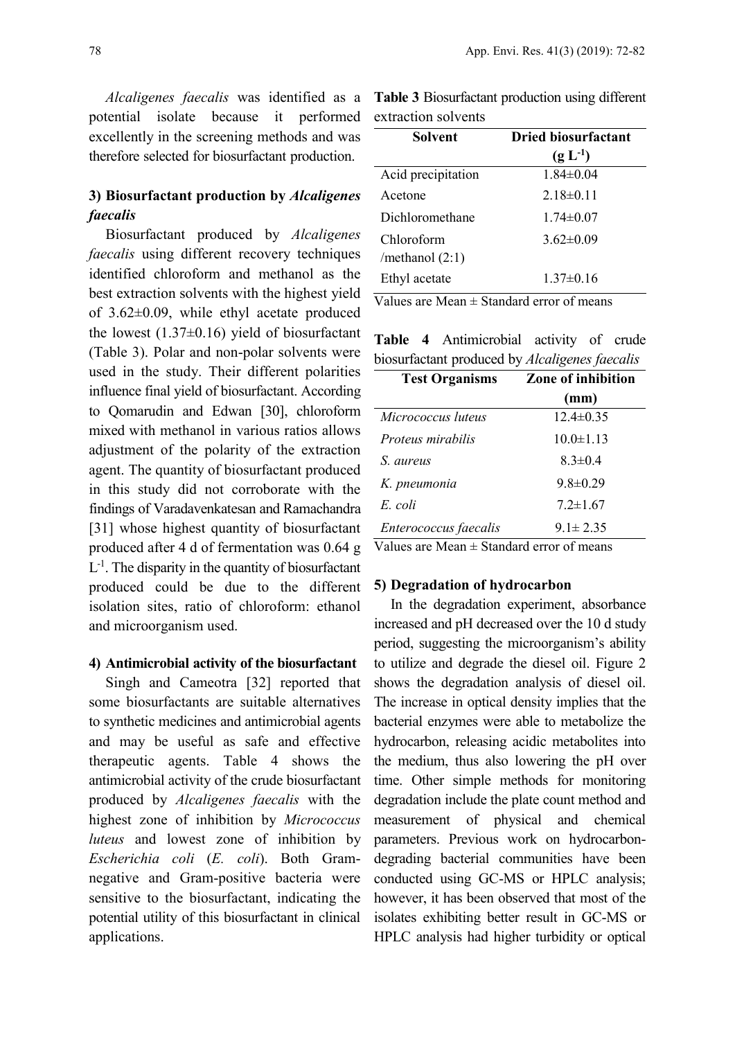*Alcaligenes faecalis* was identified as a potential isolate because it performed excellently in the screening methods and was therefore selected for biosurfactant production.

### 3) Biosurfactant production by *Alcaligenes faecalis*

Biosurfactant produced by *Alcaligenes faecalis* using different recovery techniques identified chloroform and methanol as the best extraction solvents with the highest yield of 3.62±0.09, while ethyl acetate produced the lowest (1.37±0.16) yield of biosurfactant (Table 3). Polar and non-polar solvents were used in the study. Their different polarities influence final yield of biosurfactant. According to Qomarudin and Edwan [30], chloroform mixed with methanol in various ratios allows adjustment of the polarity of the extraction agent. The quantity of biosurfactant produced in this study did not corroborate with the findings of Varadavenkatesan and Ramachandra [31] whose highest quantity of biosurfactant produced after 4 d of fermentation was 0.64 g $L^{-1}$. The disparity in the quantity of biosurfactant produced could be due to the different isolation sites, ratio of chloroform: ethanol and microorganism used.

### 4) Antimicrobial activity of the biosurfactant

Singh and Cameotra [32] reported that some biosurfactants are suitable alternatives to synthetic medicines and antimicrobial agents and may be useful as safe and effective therapeutic agents. Table 4 shows the antimicrobial activity of the crude biosurfactant produced by *Alcaligenes faecalis* with the highest zone of inhibition by *Micrococcus luteus* and lowest zone of inhibition by *Escherichia coli* (*E. coli*). Both Gram-negative and Gram-positive bacteria were sensitive to the biosurfactant, indicating the potential utility of this biosurfactant in clinical applications.

**Table 3** Biosurfactant production using different extraction solvents

| Solvent | Dried biosurfactant ($g\ L^{-1}$) |
|---|---|
| Acid precipitation | 1.84±0.04 |
| Acetone | 2.18±0.11 |
| Dichloromethane | 1.74±0.07 |
| Chloroform /methanol (2:1) | 3.62±0.09 |
| Ethyl acetate | 1.37±0.16 |

Values are Mean ± Standard error of means

**Table 4** Antimicrobial activity of crude biosurfactant produced by *Alcaligenes faecalis*

| Test Organisms | Zone of inhibition (mm) |
|---|---|
| *Micrococcus luteus* | 12.4±0.35 |
| *Proteus mirabilis* | 10.0±1.13 |
| *S. aureus* | 8.3±0.4 |
| *K. pneumonia* | 9.8±0.29 |
| *E. coli* | 7.2±1.67 |
| *Enterococcus faecalis* | 9.1± 2.35 |

Values are Mean ± Standard error of means

### 5) Degradation of hydrocarbon

In the degradation experiment, absorbance increased and pH decreased over the 10 d study period, suggesting the microorganism's ability to utilize and degrade the diesel oil. Figure 2 shows the degradation analysis of diesel oil. The increase in optical density implies that the bacterial enzymes were able to metabolize the hydrocarbon, releasing acidic metabolites into the medium, thus also lowering the pH over time. Other simple methods for monitoring degradation include the plate count method and measurement of physical and chemical parameters. Previous work on hydrocarbon-degrading bacterial communities have been conducted using GC-MS or HPLC analysis; however, it has been observed that most of the isolates exhibiting better result in GC-MS or HPLC analysis had higher turbidity or optical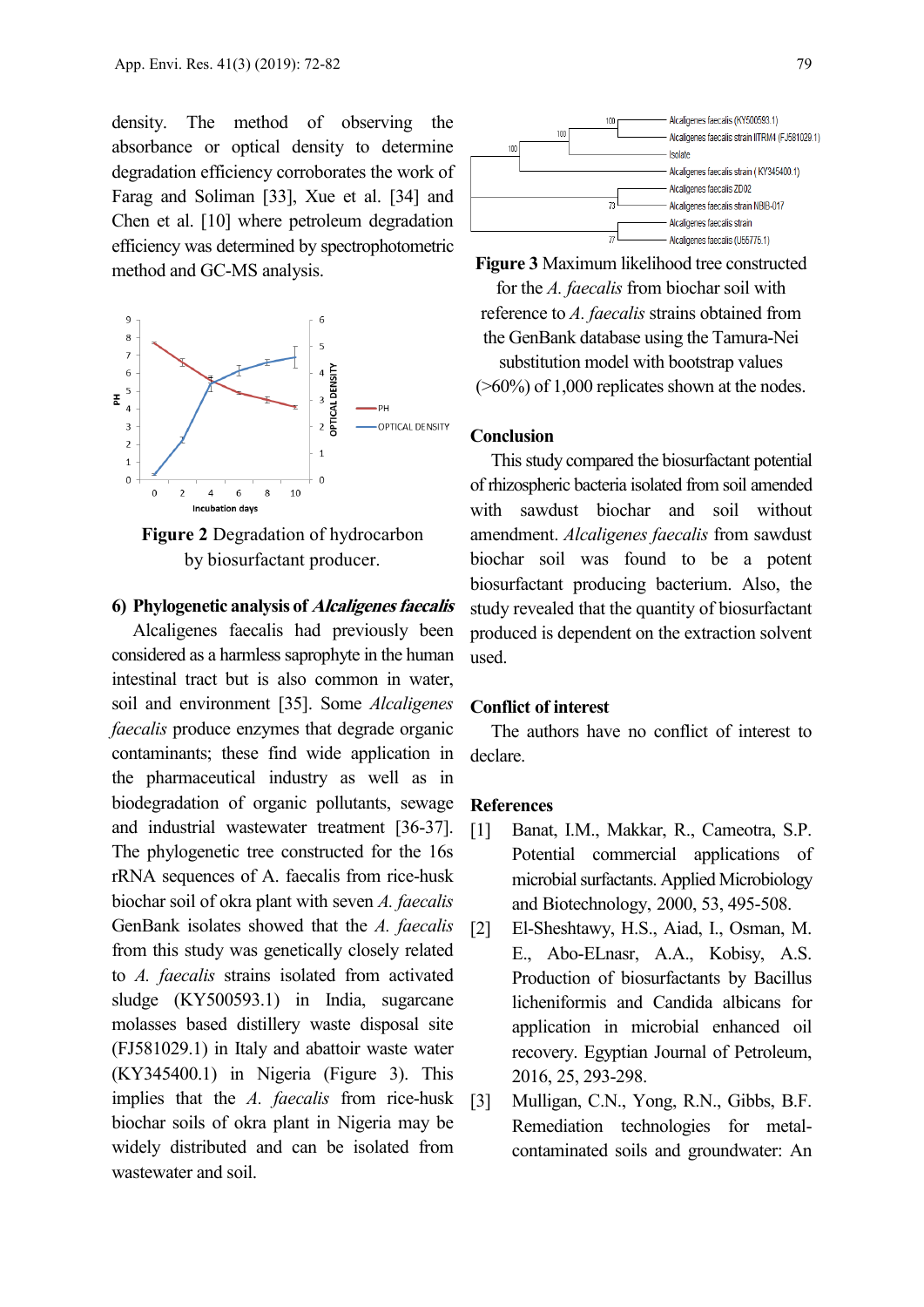density. The method of observing the absorbance or optical density to determine degradation efficiency corroborates the work of Farag and Soliman [33], Xue et al. [34] and Chen et al. [10] where petroleum degradation efficiency was determined by spectrophotometric method and GC-MS analysis.

**Figure 2** Degradation of hydrocarbon by biosurfactant producer.

### 6) Phylogenetic analysis of *Alcaligenes faecalis*

Alcaligenes faecalis had previously been considered as a harmless saprophyte in the human intestinal tract but is also common in water, soil and environment [35]. Some *Alcaligenes faecalis* produce enzymes that degrade organic contaminants; these find wide application in the pharmaceutical industry as well as in biodegradation of organic pollutants, sewage and industrial wastewater treatment [36-37]. The phylogenetic tree constructed for the 16s rRNA sequences of A. faecalis from rice-husk biochar soil of okra plant with seven *A. faecalis* GenBank isolates showed that the *A. faecalis* from this study was genetically closely related to *A. faecalis* strains isolated from activated sludge (KY500593.1) in India, sugarcane molasses based distillery waste disposal site (FJ581029.1) in Italy and abattoir waste water (KY345400.1) in Nigeria (Figure 3). This implies that the *A. faecalis* from rice-husk biochar soils of okra plant in Nigeria may be widely distributed and can be isolated from wastewater and soil.

**Figure 3** Maximum likelihood tree constructed for the *A. faecalis* from biochar soil with reference to *A. faecalis* strains obtained from the GenBank database using the Tamura-Nei substitution model with bootstrap values (>60%) of 1,000 replicates shown at the nodes.

## Conclusion

This study compared the biosurfactant potential of rhizospheric bacteria isolated from soil amended with sawdust biochar and soil without amendment. *Alcaligenes faecalis* from sawdust biochar soil was found to be a potent biosurfactant producing bacterium. Also, the study revealed that the quantity of biosurfactant produced is dependent on the extraction solvent used.

## Conflict of interest

The authors have no conflict of interest to declare.

## References

[1] Banat, I.M., Makkar, R., Cameotra, S.P. Potential commercial applications of microbial surfactants. Applied Microbiology and Biotechnology, 2000, 53, 495-508.

[2] El-Sheshtawy, H.S., Aiad, I., Osman, M. E., Abo-ELnasr, A.A., Kobisy, A.S. Production of biosurfactants by Bacillus licheniformis and Candida albicans for application in microbial enhanced oil recovery. Egyptian Journal of Petroleum, 2016, 25, 293-298.

[3] Mulligan, C.N., Yong, R.N., Gibbs, B.F. Remediation technologies for metal-contaminated soils and groundwater: An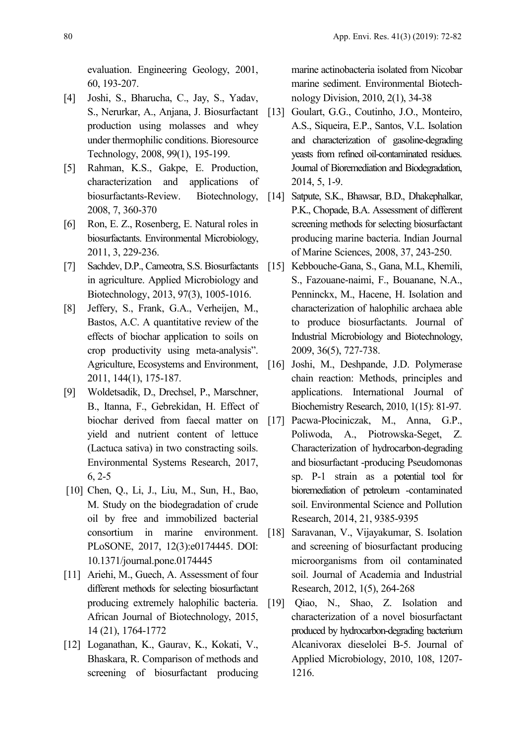evaluation. Engineering Geology, 2001, 60, 193-207.

[4] Joshi, S., Bharucha, C., Jay, S., Yadav, S., Nerurkar, A., Anjana, J. Biosurfactant production using molasses and whey under thermophilic conditions. Bioresource Technology, 2008, 99(1), 195-199.

[5] Rahman, K.S., Gakpe, E. Production, characterization and applications of biosurfactants-Review. Biotechnology, 2008, 7, 360-370

[6] Ron, E. Z., Rosenberg, E. Natural roles in biosurfactants. Environmental Microbiology, 2011, 3, 229-236.

[7] Sachdev, D.P., Cameotra, S.S. Biosurfactants in agriculture. Applied Microbiology and Biotechnology, 2013, 97(3), 1005-1016.

[8] Jeffery, S., Frank, G.A., Verheijen, M., Bastos, A.C. A quantitative review of the effects of biochar application to soils on crop productivity using meta-analysis". Agriculture, Ecosystems and Environment, 2011, 144(1), 175-187.

[9] Woldetsadik, D., Drechsel, P., Marschner, B., Itanna, F., Gebrekidan, H. Effect of biochar derived from faecal matter on yield and nutrient content of lettuce (Lactuca sativa) in two constracting soils. Environmental Systems Research, 2017, 6, 2-5

[10] Chen, Q., Li, J., Liu, M., Sun, H., Bao, M. Study on the biodegradation of crude oil by free and immobilized bacterial consortium in marine environment. PLoSONE, 2017, 12(3):e0174445. DOI: 10.1371/journal.pone.0174445

[11] Ariehi, M., Guech, A. Assessment of four different methods for selecting biosurfactant producing extremely halophilic bacteria. African Journal of Biotechnology, 2015, 14 (21), 1764-1772

[12] Loganathan, K., Gaurav, K., Kokati, V., Bhaskara, R. Comparison of methods and screening of biosurfactant producing marine actinobacteria isolated from Nicobar marine sediment. Environmental Biotechnology Division, 2010, 2(1), 34-38

[13] Goulart, G.G., Coutinho, J.O., Monteiro, A.S., Siqueira, E.P., Santos, V.L. Isolation and characterization of gasoline-degrading yeasts from refined oil-contaminated residues. Journal of Bioremediation and Biodegradation, 2014, 5, 1-9.

[14] Satpute, S.K., Bhawsar, B.D., Dhakephalkar, P.K., Chopade, B.A. Assessment of different screening methods for selecting biosurfactant producing marine bacteria. Indian Journal of Marine Sciences, 2008, 37, 243-250.

[15] Kebbouche-Gana, S., Gana, M.L, Khemili, S., Fazouane-naimi, F., Bouanane, N.A., Penninckx, M., Hacene, H. Isolation and characterization of halophilic archaea able to produce biosurfactants. Journal of Industrial Microbiology and Biotechnology, 2009, 36(5), 727-738.

[16] Joshi, M., Deshpande, J.D. Polymerase chain reaction: Methods, principles and applications. International Journal of Biochemistry Research, 2010, 1(15): 81-97.

[17] Pacwa-Płociniczak, M., Anna, G.P., Poliwoda, A., Piotrowska-Seget, Z. Characterization of hydrocarbon-degrading and biosurfactant -producing Pseudomonas sp. P-1 strain as a potential tool for bioremediation of petroleum -contaminated soil. Environmental Science and Pollution Research, 2014, 21, 9385-9395

[18] Saravanan, V., Vijayakumar, S. Isolation and screening of biosurfactant producing microorganisms from oil contaminated soil. Journal of Academia and Industrial Research, 2012, 1(5), 264-268

[19] Qiao, N., Shao, Z. Isolation and characterization of a novel biosurfactant produced by hydrocarbon-degrading bacterium Alcanivorax dieselolei B-5. Journal of Applied Microbiology, 2010, 108, 1207-1216.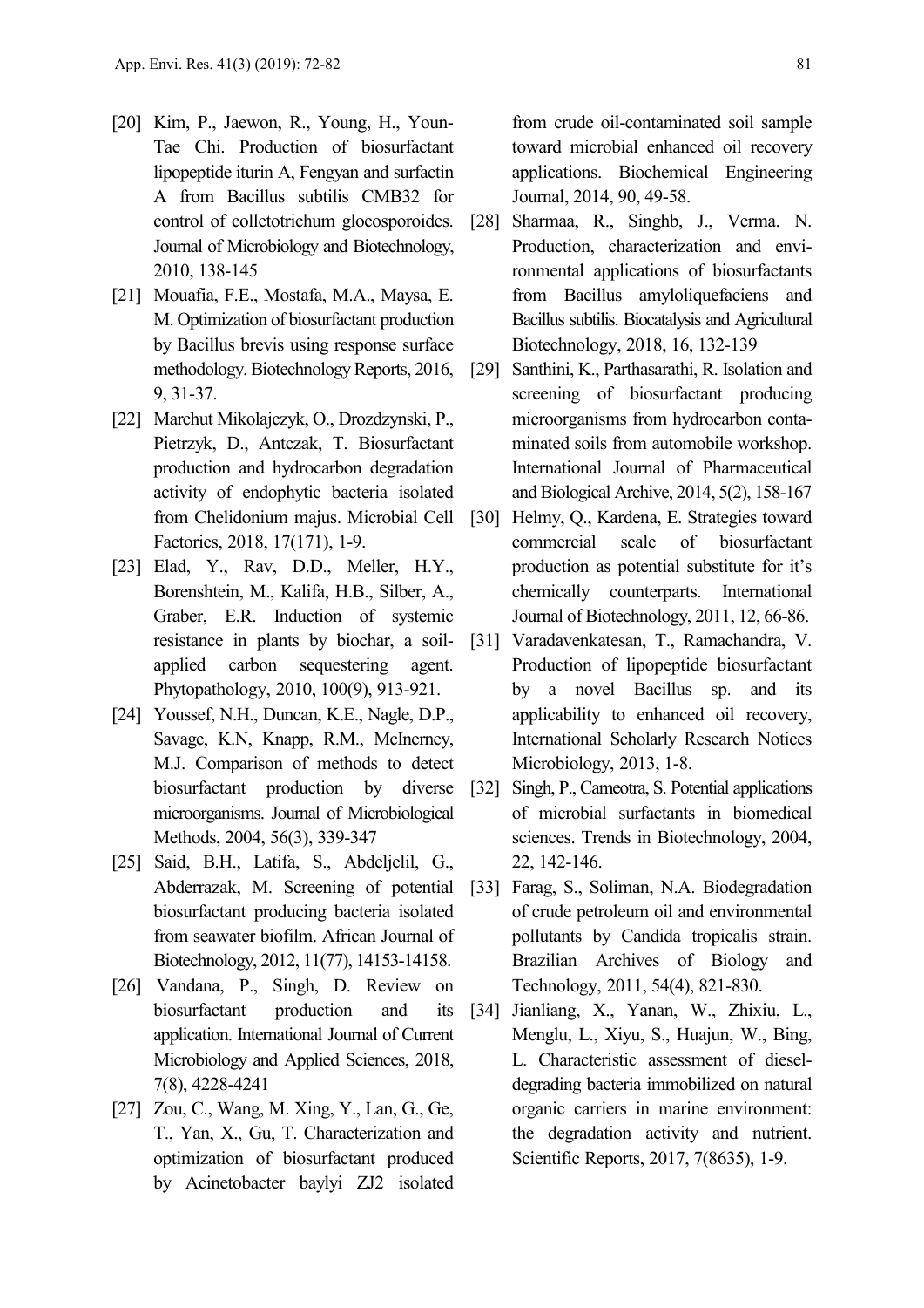[20] Kim, P., Jaewon, R., Young, H., Youn-Tae Chi. Production of biosurfactant lipopeptide iturin A, Fengyan and surfactin A from Bacillus subtilis CMB32 for control of colletotrichum gloeosporoides. Journal of Microbiology and Biotechnology, 2010, 138-145

[21] Mouafia, F.E., Mostafa, M.A., Maysa, E. M. Optimization of biosurfactant production by Bacillus brevis using response surface methodology. Biotechnology Reports, 2016, 9, 31-37.

[22] Marchut Mikolajczyk, O., Drozdzynski, P., Pietrzyk, D., Antczak, T. Biosurfactant production and hydrocarbon degradation activity of endophytic bacteria isolated from Chelidonium majus. Microbial Cell Factories, 2018, 17(171), 1-9.

[23] Elad, Y., Rav, D.D., Meller, H.Y., Borenshtein, M., Kalifa, H.B., Silber, A., Graber, E.R. Induction of systemic resistance in plants by biochar, a soil-applied carbon sequestering agent. Phytopathology, 2010, 100(9), 913-921.

[24] Youssef, N.H., Duncan, K.E., Nagle, D.P., Savage, K.N, Knapp, R.M., McInerney, M.J. Comparison of methods to detect biosurfactant production by diverse microorganisms. Journal of Microbiological Methods, 2004, 56(3), 339-347

[25] Said, B.H., Latifa, S., Abdeljelil, G., Abderrazak, M. Screening of potential biosurfactant producing bacteria isolated from seawater biofilm. African Journal of Biotechnology, 2012, 11(77), 14153-14158.

[26] Vandana, P., Singh, D. Review on biosurfactant production and its application. International Journal of Current Microbiology and Applied Sciences, 2018, 7(8), 4228-4241

[27] Zou, C., Wang, M. Xing, Y., Lan, G., Ge, T., Yan, X., Gu, T. Characterization and optimization of biosurfactant produced by Acinetobacter baylyi ZJ2 isolated from crude oil-contaminated soil sample toward microbial enhanced oil recovery applications. Biochemical Engineering Journal, 2014, 90, 49-58.

[28] Sharmaa, R., Singhb, J., Verma. N. Production, characterization and environmental applications of biosurfactants from Bacillus amyloliquefaciens and Bacillus subtilis. Biocatalysis and Agricultural Biotechnology, 2018, 16, 132-139

[29] Santhini, K., Parthasarathi, R. Isolation and screening of biosurfactant producing microorganisms from hydrocarbon contaminated soils from automobile workshop. International Journal of Pharmaceutical and Biological Archive, 2014, 5(2), 158-167

[30] Helmy, Q., Kardena, E. Strategies toward commercial scale of biosurfactant production as potential substitute for it's chemically counterparts. International Journal of Biotechnology, 2011, 12, 66-86.

[31] Varadavenkatesan, T., Ramachandra, V. Production of lipopeptide biosurfactant by a novel Bacillus sp. and its applicability to enhanced oil recovery, International Scholarly Research Notices Microbiology, 2013, 1-8.

[32] Singh, P., Cameotra, S. Potential applications of microbial surfactants in biomedical sciences. Trends in Biotechnology, 2004, 22, 142-146.

[33] Farag, S., Soliman, N.A. Biodegradation of crude petroleum oil and environmental pollutants by Candida tropicalis strain. Brazilian Archives of Biology and Technology, 2011, 54(4), 821-830.

[34] Jianliang, X., Yanan, W., Zhixiu, L., Menglu, L., Xiyu, S., Huajun, W., Bing, L. Characteristic assessment of diesel-degrading bacteria immobilized on natural organic carriers in marine environment: the degradation activity and nutrient. Scientific Reports, 2017, 7(8635), 1-9.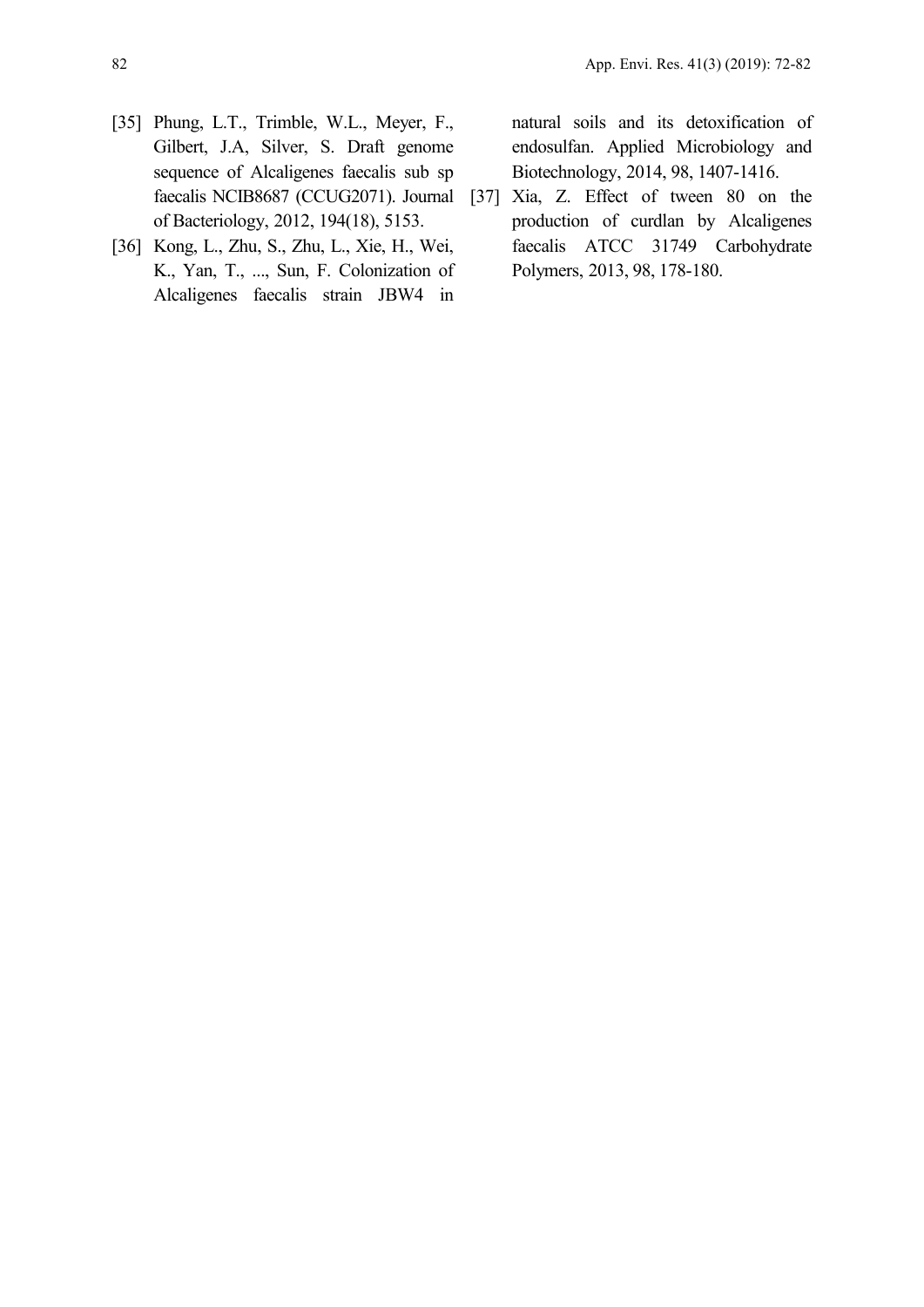[35] Phung, L.T., Trimble, W.L., Meyer, F., Gilbert, J.A, Silver, S. Draft genome sequence of Alcaligenes faecalis sub sp faecalis NCIB8687 (CCUG2071). Journal of Bacteriology, 2012, 194(18), 5153.

[36] Kong, L., Zhu, S., Zhu, L., Xie, H., Wei, K., Yan, T., ..., Sun, F. Colonization of Alcaligenes faecalis strain JBW4 in natural soils and its detoxification of endosulfan. Applied Microbiology and Biotechnology, 2014, 98, 1407-1416.

[37] Xia, Z. Effect of tween 80 on the production of curdlan by Alcaligenes faecalis ATCC 31749 Carbohydrate Polymers, 2013, 98, 178-180.